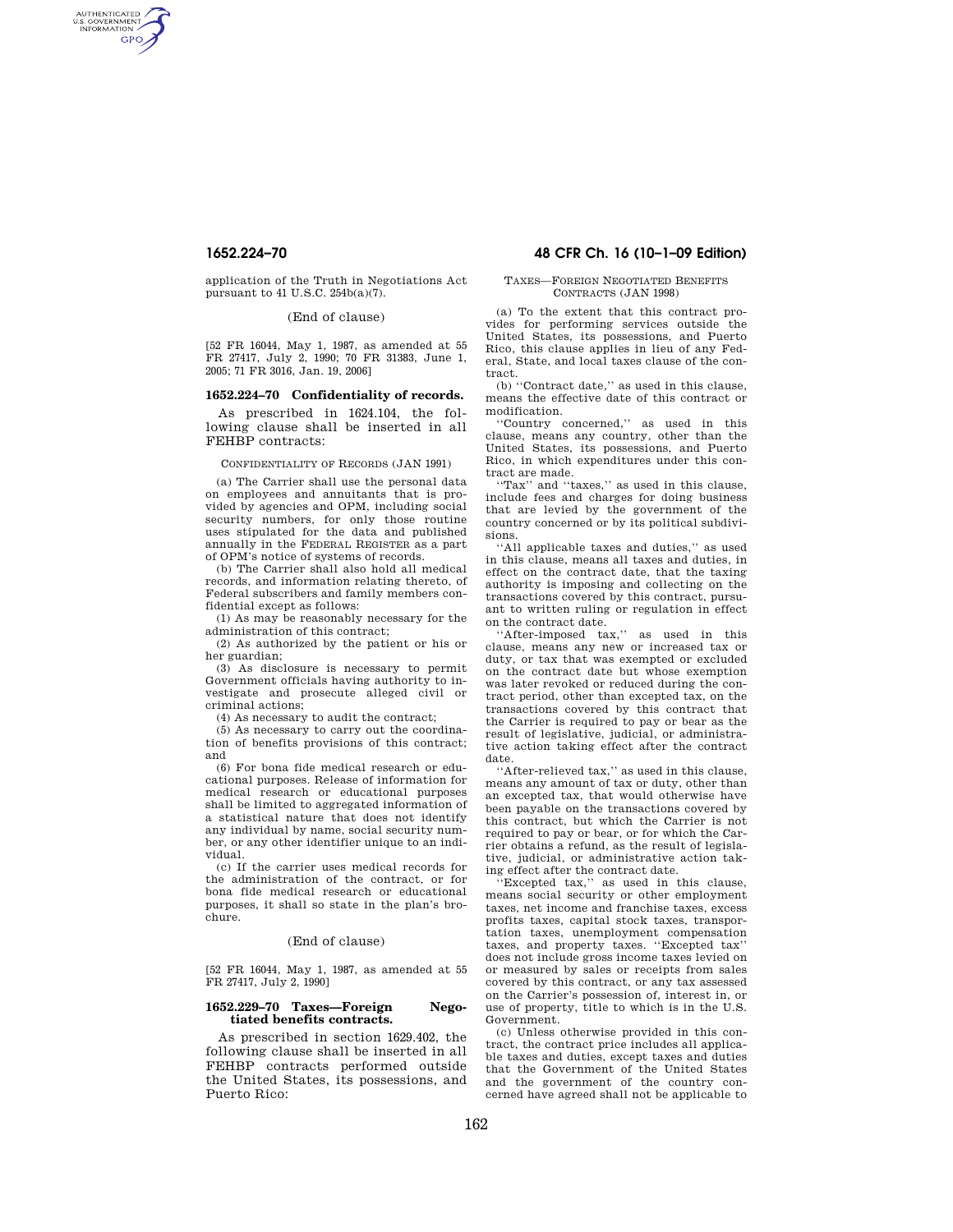application of the Truth in Negotiations Act pursuant to 41 U.S.C. 254b(a)(7).

(End of clause)

[52 FR 16044, May 1, 1987, as amended at 55 FR 27417, July 2, 1990; 70 FR 31383, June 1, 2005; 71 FR 3016, Jan. 19, 2006]

## 1652.224–70 Confidentiality of records.

As prescribed in 1624.104, the following clause shall be inserted in all FEHBP contracts:

CONFIDENTIALITY OF RECORDS (JAN 1991)

(a) The Carrier shall use the personal data on employees and annuitants that is provided by agencies and OPM, including social security numbers, for only those routine uses stipulated for the data and published annually in the FEDERAL REGISTER as a part of OPM's notice of systems of records.

(b) The Carrier shall also hold all medical records, and information relating thereto, of Federal subscribers and family members confidential except as follows:

(1) As may be reasonably necessary for the administration of this contract;

(2) As authorized by the patient or his or her guardian;

(3) As disclosure is necessary to permit Government officials having authority to investigate and prosecute alleged civil or criminal actions;

(4) As necessary to audit the contract;

(5) As necessary to carry out the coordination of benefits provisions of this contract; and

(6) For bona fide medical research or educational purposes. Release of information for medical research or educational purposes shall be limited to aggregated information of a statistical nature that does not identify any individual by name, social security number, or any other identifier unique to an individual.

(c) If the carrier uses medical records for the administration of the contract, or for bona fide medical research or educational purposes, it shall so state in the plan's brochure.

(End of clause)

[52 FR 16044, May 1, 1987, as amended at 55 FR 27417, July 2, 1990]

## 1652.229–70 Taxes—Foreign Negotiated benefits contracts.

As prescribed in section 1629.402, the following clause shall be inserted in all FEHBP contracts performed outside the United States, its possessions, and Puerto Rico:

TAXES—FOREIGN NEGOTIATED BENEFITS CONTRACTS (JAN 1998)

(a) To the extent that this contract provides for performing services outside the United States, its possessions, and Puerto Rico, this clause applies in lieu of any Federal, State, and local taxes clause of the contract.

(b) ''Contract date,'' as used in this clause, means the effective date of this contract or modification.

''Country concerned,'' as used in this clause, means any country, other than the United States, its possessions, and Puerto Rico, in which expenditures under this contract are made.

''Tax'' and ''taxes,'' as used in this clause, include fees and charges for doing business that are levied by the government of the country concerned or by its political subdivisions.

''All applicable taxes and duties,'' as used in this clause, means all taxes and duties, in effect on the contract date, that the taxing authority is imposing and collecting on the transactions covered by this contract, pursuant to written ruling or regulation in effect on the contract date.

''After-imposed tax,'' as used in this clause, means any new or increased tax or duty, or tax that was exempted or excluded on the contract date but whose exemption was later revoked or reduced during the contract period, other than excepted tax, on the transactions covered by this contract that the Carrier is required to pay or bear as the result of legislative, judicial, or administrative action taking effect after the contract date.

''After-relieved tax,'' as used in this clause, means any amount of tax or duty, other than an excepted tax, that would otherwise have been payable on the transactions covered by this contract, but which the Carrier is not required to pay or bear, or for which the Carrier obtains a refund, as the result of legislative, judicial, or administrative action taking effect after the contract date.

''Excepted tax,'' as used in this clause, means social security or other employment taxes, net income and franchise taxes, excess profits taxes, capital stock taxes, transportation taxes, unemployment compensation taxes, and property taxes. ''Excepted tax'' does not include gross income taxes levied on or measured by sales or receipts from sales covered by this contract, or any tax assessed on the Carrier's possession of, interest in, or use of property, title to which is in the U.S. Government.

(c) Unless otherwise provided in this contract, the contract price includes all applicable taxes and duties, except taxes and duties that the Government of the United States and the government of the country concerned have agreed shall not be applicable to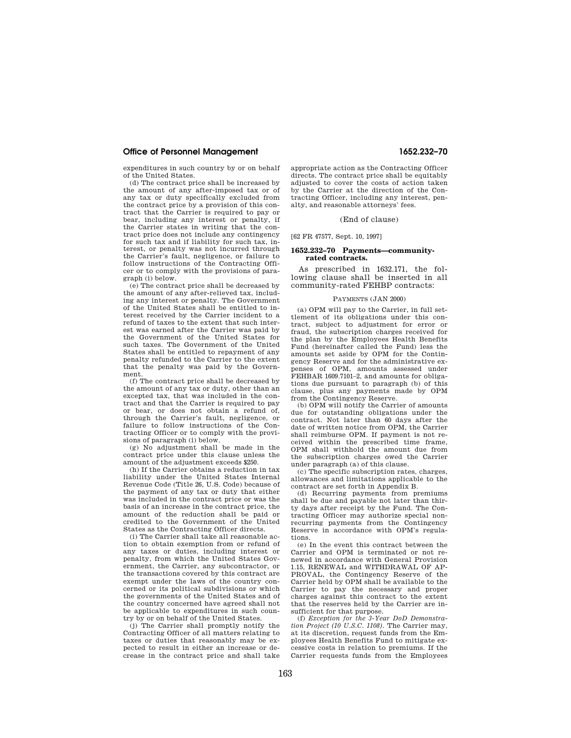expenditures in such country by or on behalf of the United States.

(d) The contract price shall be increased by the amount of any after-imposed tax or of any tax or duty specifically excluded from the contract price by a provision of this contract that the Carrier is required to pay or bear, including any interest or penalty, if the Carrier states in writing that the contract price does not include any contingency for such tax and if liability for such tax, interest, or penalty was not incurred through the Carrier's fault, negligence, or failure to follow instructions of the Contracting Officer or to comply with the provisions of paragraph (i) below.

(e) The contract price shall be decreased by the amount of any after-relieved tax, including any interest or penalty. The Government of the United States shall be entitled to interest received by the Carrier incident to a refund of taxes to the extent that such interest was earned after the Carrier was paid by the Government of the United States for such taxes. The Government of the United States shall be entitled to repayment of any penalty refunded to the Carrier to the extent that the penalty was paid by the Government.

(f) The contract price shall be decreased by the amount of any tax or duty, other than an excepted tax, that was included in the contract and that the Carrier is required to pay or bear, or does not obtain a refund of, through the Carrier's fault, negligence, or failure to follow instructions of the Contracting Officer or to comply with the provisions of paragraph (i) below.

(g) No adjustment shall be made in the contract price under this clause unless the amount of the adjustment exceeds $250.

(h) If the Carrier obtains a reduction in tax liability under the United States Internal Revenue Code (Title 26, U.S. Code) because of the payment of any tax or duty that either was included in the contract price or was the basis of an increase in the contract price, the amount of the reduction shall be paid or credited to the Government of the United States as the Contracting Officer directs.

(i) The Carrier shall take all reasonable action to obtain exemption from or refund of any taxes or duties, including interest or penalty, from which the United States Government, the Carrier, any subcontractor, or the transactions covered by this contract are exempt under the laws of the country concerned or its political subdivisions or which the governments of the United States and of the country concerned have agreed shall not be applicable to expenditures in such country by or on behalf of the United States.

(j) The Carrier shall promptly notify the Contracting Officer of all matters relating to taxes or duties that reasonably may be expected to result in either an increase or decrease in the contract price and shall take appropriate action as the Contracting Officer directs. The contract price shall be equitably adjusted to cover the costs of action taken by the Carrier at the direction of the Contracting Officer, including any interest, penalty, and reasonable attorneys' fees.

(End of clause)

[62 FR 47577, Sept. 10, 1997]

## 1652.232–70 Payments—community-rated contracts.

As prescribed in 1632.171, the following clause shall be inserted in all community-rated FEHBP contracts:

PAYMENTS (JAN 2000)

(a) OPM will pay to the Carrier, in full settlement of its obligations under this contract, subject to adjustment for error or fraud, the subscription charges received for the plan by the Employees Health Benefits Fund (hereinafter called the Fund) less the amounts set aside by OPM for the Contingency Reserve and for the administrative expenses of OPM, amounts assessed under FEHBAR 1609.7101–2, and amounts for obligations due pursuant to paragraph (b) of this clause, plus any payments made by OPM from the Contingency Reserve.

(b) OPM will notify the Carrier of amounts due for outstanding obligations under the contract. Not later than 60 days after the date of written notice from OPM, the Carrier shall reimburse OPM. If payment is not received within the prescribed time frame, OPM shall withhold the amount due from the subscription charges owed the Carrier under paragraph (a) of this clause.

(c) The specific subscription rates, charges, allowances and limitations applicable to the contract are set forth in Appendix B.

(d) Recurring payments from premiums shall be due and payable not later than thirty days after receipt by the Fund. The Contracting Officer may authorize special nonrecurring payments from the Contingency Reserve in accordance with OPM's regulations.

(e) In the event this contract between the Carrier and OPM is terminated or not renewed in accordance with General Provision 1.15, RENEWAL and WITHDRAWAL OF APPROVAL, the Contingency Reserve of the Carrier held by OPM shall be available to the Carrier to pay the necessary and proper charges against this contract to the extent that the reserves held by the Carrier are insufficient for that purpose.

(f) *Exception for the 3-Year DoD Demonstration Project (10 U.S.C. 1108).* The Carrier may, at its discretion, request funds from the Employees Health Benefits Fund to mitigate excessive costs in relation to premiums. If the Carrier requests funds from the Employees